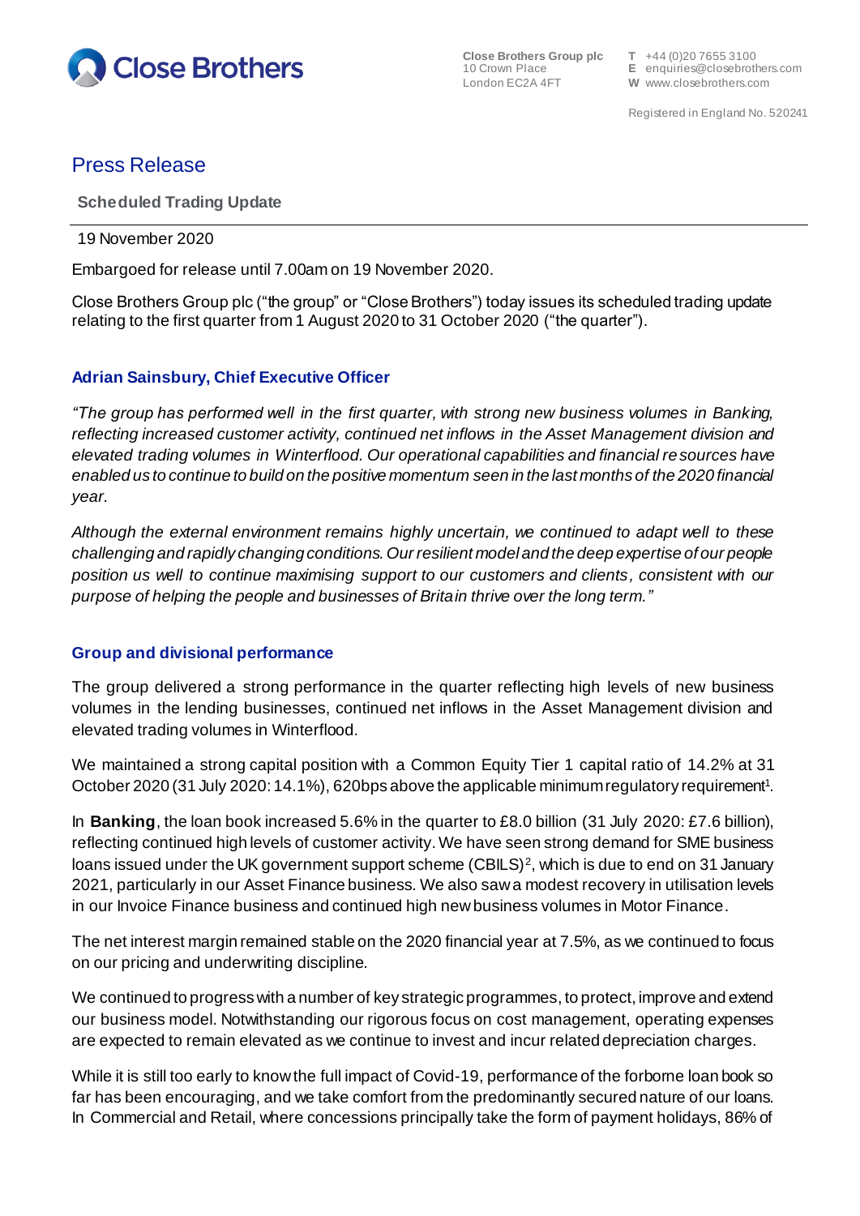Close Brothers

**Close Brothers Group plc**
10 Crown Place
London EC2A 4FT

**T** +44 (0)20 7655 3100
**E** enquiries@closebrothers.com
**W** www.closebrothers.com

Registered in England No. 520241

# Press Release

**Scheduled Trading Update**

19 November 2020

Embargoed for release until 7.00am on 19 November 2020.

Close Brothers Group plc ("the group" or "Close Brothers") today issues its scheduled trading update relating to the first quarter from 1 August 2020 to 31 October 2020 ("the quarter").

## Adrian Sainsbury, Chief Executive Officer

*"The group has performed well in the first quarter, with strong new business volumes in Banking, reflecting increased customer activity, continued net inflows in the Asset Management division and elevated trading volumes in Winterflood. Our operational capabilities and financial resources have enabled us to continue to build on the positive momentum seen in the last months of the 2020 financial year.*

*Although the external environment remains highly uncertain, we continued to adapt well to these challenging and rapidly changing conditions. Our resilient model and the deep expertise of our people position us well to continue maximising support to our customers and clients, consistent with our purpose of helping the people and businesses of Britain thrive over the long term."*

## Group and divisional performance

The group delivered a strong performance in the quarter reflecting high levels of new business volumes in the lending businesses, continued net inflows in the Asset Management division and elevated trading volumes in Winterflood.

We maintained a strong capital position with a Common Equity Tier 1 capital ratio of 14.2% at 31 October 2020 (31 July 2020: 14.1%), 620bps above the applicable minimum regulatory requirement[1].

In **Banking**, the loan book increased 5.6% in the quarter to £8.0 billion (31 July 2020: £7.6 billion), reflecting continued high levels of customer activity. We have seen strong demand for SME business loans issued under the UK government support scheme (CBILS)[2], which is due to end on 31 January 2021, particularly in our Asset Finance business. We also saw a modest recovery in utilisation levels in our Invoice Finance business and continued high new business volumes in Motor Finance.

The net interest margin remained stable on the 2020 financial year at 7.5%, as we continued to focus on our pricing and underwriting discipline.

We continued to progress with a number of key strategic programmes, to protect, improve and extend our business model. Notwithstanding our rigorous focus on cost management, operating expenses are expected to remain elevated as we continue to invest and incur related depreciation charges.

While it is still too early to know the full impact of Covid-19, performance of the forborne loan book so far has been encouraging, and we take comfort from the predominantly secured nature of our loans. In Commercial and Retail, where concessions principally take the form of payment holidays, 86% of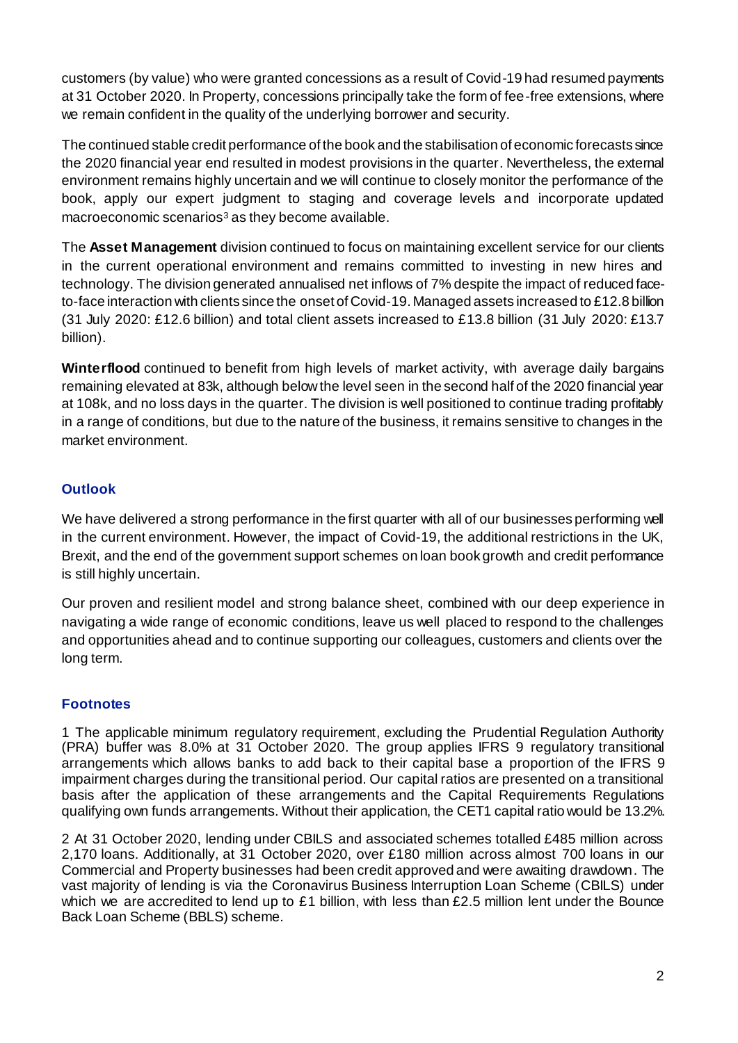customers (by value) who were granted concessions as a result of Covid-19 had resumed payments at 31 October 2020. In Property, concessions principally take the form of fee-free extensions, where we remain confident in the quality of the underlying borrower and security.

The continued stable credit performance of the book and the stabilisation of economic forecasts since the 2020 financial year end resulted in modest provisions in the quarter. Nevertheless, the external environment remains highly uncertain and we will continue to closely monitor the performance of the book, apply our expert judgment to staging and coverage levels and incorporate updated macroeconomic scenarios[3] as they become available.

The **Asset Management** division continued to focus on maintaining excellent service for our clients in the current operational environment and remains committed to investing in new hires and technology. The division generated annualised net inflows of 7% despite the impact of reduced face-to-face interaction with clients since the onset of Covid-19. Managed assets increased to £12.8 billion (31 July 2020: £12.6 billion) and total client assets increased to £13.8 billion (31 July 2020: £13.7 billion).

**Winterflood** continued to benefit from high levels of market activity, with average daily bargains remaining elevated at 83k, although below the level seen in the second half of the 2020 financial year at 108k, and no loss days in the quarter. The division is well positioned to continue trading profitably in a range of conditions, but due to the nature of the business, it remains sensitive to changes in the market environment.

## Outlook

We have delivered a strong performance in the first quarter with all of our businesses performing well in the current environment. However, the impact of Covid-19, the additional restrictions in the UK, Brexit, and the end of the government support schemes on loan book growth and credit performance is still highly uncertain.

Our proven and resilient model and strong balance sheet, combined with our deep experience in navigating a wide range of economic conditions, leave us well placed to respond to the challenges and opportunities ahead and to continue supporting our colleagues, customers and clients over the long term.

## Footnotes

1 The applicable minimum regulatory requirement, excluding the Prudential Regulation Authority (PRA) buffer was 8.0% at 31 October 2020. The group applies IFRS 9 regulatory transitional arrangements which allows banks to add back to their capital base a proportion of the IFRS 9 impairment charges during the transitional period. Our capital ratios are presented on a transitional basis after the application of these arrangements and the Capital Requirements Regulations qualifying own funds arrangements. Without their application, the CET1 capital ratio would be 13.2%.

2 At 31 October 2020, lending under CBILS and associated schemes totalled £485 million across 2,170 loans. Additionally, at 31 October 2020, over £180 million across almost 700 loans in our Commercial and Property businesses had been credit approved and were awaiting drawdown. The vast majority of lending is via the Coronavirus Business Interruption Loan Scheme (CBILS) under which we are accredited to lend up to £1 billion, with less than £2.5 million lent under the Bounce Back Loan Scheme (BBLS) scheme.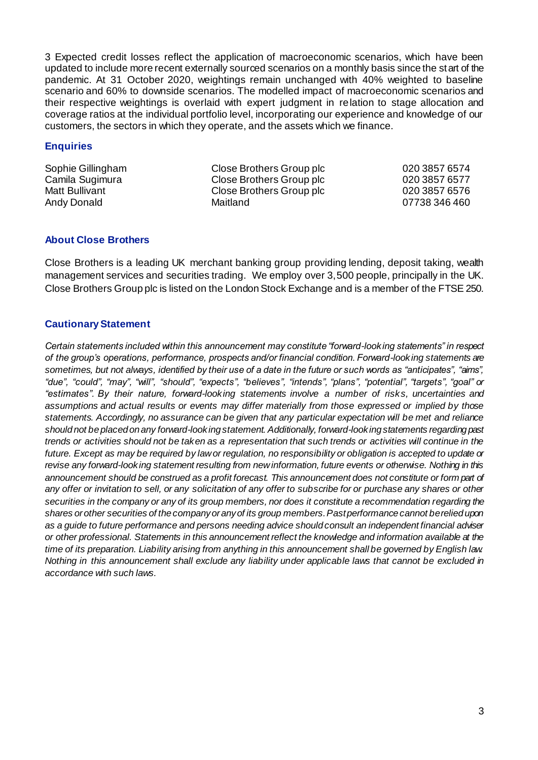3 Expected credit losses reflect the application of macroeconomic scenarios, which have been updated to include more recent externally sourced scenarios on a monthly basis since the start of the pandemic. At 31 October 2020, weightings remain unchanged with 40% weighted to baseline scenario and 60% to downside scenarios. The modelled impact of macroeconomic scenarios and their respective weightings is overlaid with expert judgment in relation to stage allocation and coverage ratios at the individual portfolio level, incorporating our experience and knowledge of our customers, the sectors in which they operate, and the assets which we finance.

## Enquiries

| | | |
|---|---|---|
| Sophie Gillingham | Close Brothers Group plc | 020 3857 6574 |
| Camila Sugimura | Close Brothers Group plc | 020 3857 6577 |
| Matt Bullivant | Close Brothers Group plc | 020 3857 6576 |
| Andy Donald | Maitland | 07738 346 460 |

## About Close Brothers

Close Brothers is a leading UK merchant banking group providing lending, deposit taking, wealth management services and securities trading. We employ over 3,500 people, principally in the UK. Close Brothers Group plc is listed on the London Stock Exchange and is a member of the FTSE 250.

## Cautionary Statement

*Certain statements included within this announcement may constitute "forward-looking statements" in respect of the group's operations, performance, prospects and/or financial condition. Forward-looking statements are sometimes, but not always, identified by their use of a date in the future or such words as "anticipates", "aims", "due", "could", "may", "will", "should", "expects", "believes", "intends", "plans", "potential", "targets", "goal" or "estimates". By their nature, forward-looking statements involve a number of risks, uncertainties and assumptions and actual results or events may differ materially from those expressed or implied by those statements. Accordingly, no assurance can be given that any particular expectation will be met and reliance should not be placed on any forward-looking statement. Additionally, forward-looking statements regarding past trends or activities should not be taken as a representation that such trends or activities will continue in the future. Except as may be required by law or regulation, no responsibility or obligation is accepted to update or revise any forward-looking statement resulting from new information, future events or otherwise. Nothing in this announcement should be construed as a profit forecast. This announcement does not constitute or form part of any offer or invitation to sell, or any solicitation of any offer to subscribe for or purchase any shares or other securities in the company or any of its group members, nor does it constitute a recommendation regarding the shares or other securities of the company or any of its group members. Past performance cannot be relied upon as a guide to future performance and persons needing advice should consult an independent financial adviser or other professional. Statements in this announcement reflect the knowledge and information available at the time of its preparation. Liability arising from anything in this announcement shall be governed by English law. Nothing in this announcement shall exclude any liability under applicable laws that cannot be excluded in accordance with such laws.*